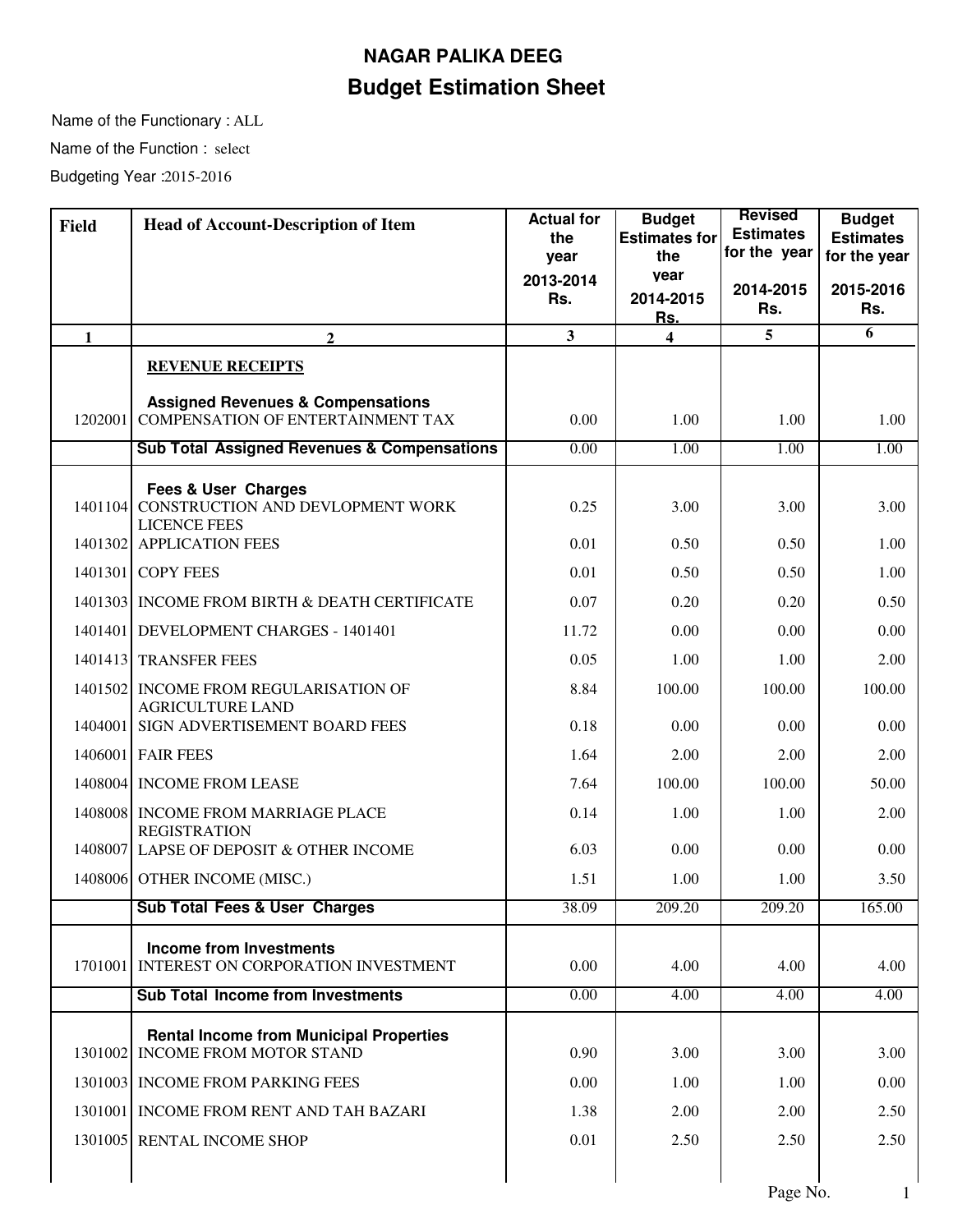# NAGAR PALIKA DEEG

## Budget Estimation Sheet

Name of the Functionary : ALL

Name of the Function : select

Budgeting Year :2015-2016

| Field | Head of Account-Description of Item | Actual for the year 2013-2014 Rs. | Budget Estimates for the year 2014-2015 Rs. | Revised Estimates for the year 2014-2015 Rs. | Budget Estimates for the year 2015-2016 Rs. |
|---|---|---|---|---|---|
| 1 | 2 | 3 | 4 | 5 | 6 |
| | **REVENUE RECEIPTS** | | | | |
| | **Assigned Revenues & Compensations** | | | | |
| 1202001 | COMPENSATION OF ENTERTAINMENT TAX | 0.00 | 1.00 | 1.00 | 1.00 |
| | **Sub Total Assigned Revenues & Compensations** | 0.00 | 1.00 | 1.00 | 1.00 |
| | **Fees & User Charges** | | | | |
| 1401104 | CONSTRUCTION AND DEVLOPMENT WORK LICENCE FEES | 0.25 | 3.00 | 3.00 | 3.00 |
| 1401302 | APPLICATION FEES | 0.01 | 0.50 | 0.50 | 1.00 |
| 1401301 | COPY FEES | 0.01 | 0.50 | 0.50 | 1.00 |
| 1401303 | INCOME FROM BIRTH & DEATH CERTIFICATE | 0.07 | 0.20 | 0.20 | 0.50 |
| 1401401 | DEVELOPMENT CHARGES - 1401401 | 11.72 | 0.00 | 0.00 | 0.00 |
| 1401413 | TRANSFER FEES | 0.05 | 1.00 | 1.00 | 2.00 |
| 1401502 | INCOME FROM REGULARISATION OF AGRICULTURE LAND | 8.84 | 100.00 | 100.00 | 100.00 |
| 1404001 | SIGN ADVERTISEMENT BOARD FEES | 0.18 | 0.00 | 0.00 | 0.00 |
| 1406001 | FAIR FEES | 1.64 | 2.00 | 2.00 | 2.00 |
| 1408004 | INCOME FROM LEASE | 7.64 | 100.00 | 100.00 | 50.00 |
| 1408008 | INCOME FROM MARRIAGE PLACE REGISTRATION | 0.14 | 1.00 | 1.00 | 2.00 |
| 1408007 | LAPSE OF DEPOSIT & OTHER INCOME | 6.03 | 0.00 | 0.00 | 0.00 |
| 1408006 | OTHER INCOME (MISC.) | 1.51 | 1.00 | 1.00 | 3.50 |
| | **Sub Total Fees & User Charges** | 38.09 | 209.20 | 209.20 | 165.00 |
| | **Income from Investments** | | | | |
| 1701001 | INTEREST ON CORPORATION INVESTMENT | 0.00 | 4.00 | 4.00 | 4.00 |
| | **Sub Total Income from Investments** | 0.00 | 4.00 | 4.00 | 4.00 |
| | **Rental Income from Municipal Properties** | | | | |
| 1301002 | INCOME FROM MOTOR STAND | 0.90 | 3.00 | 3.00 | 3.00 |
| 1301003 | INCOME FROM PARKING FEES | 0.00 | 1.00 | 1.00 | 0.00 |
| 1301001 | INCOME FROM RENT AND TAH BAZARI | 1.38 | 2.00 | 2.00 | 2.50 |
| 1301005 | RENTAL INCOME SHOP | 0.01 | 2.50 | 2.50 | 2.50 |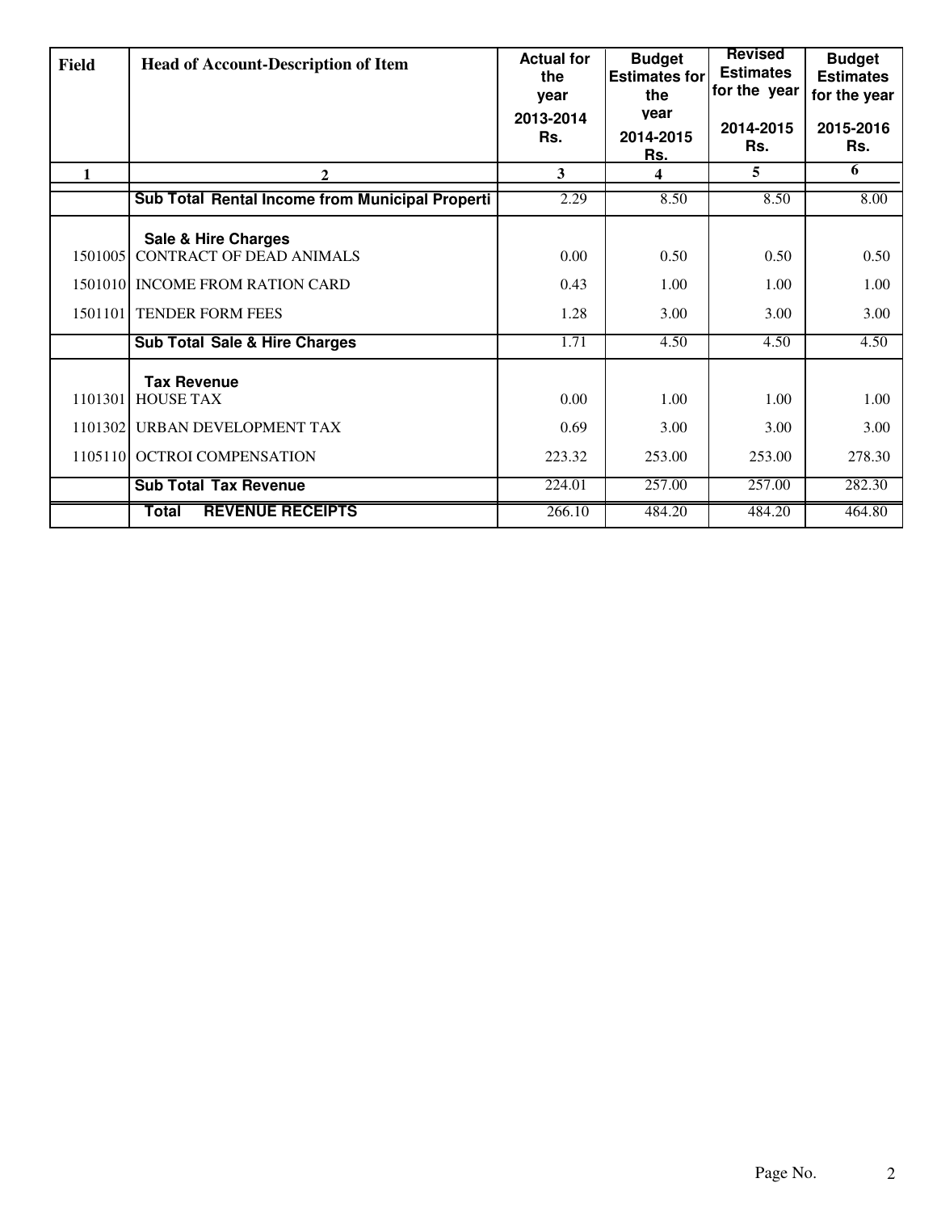| Field | Head of Account-Description of Item | Actual for the year 2013-2014 Rs. | Budget Estimates for the year 2014-2015 Rs. | Revised Estimates for the year 2014-2015 Rs. | Budget Estimates for the year 2015-2016 Rs. |
|---|---|---|---|---|---|
| 1 | 2 | 3 | 4 | 5 | 6 |
| | **Sub Total Rental Income from Municipal Properti** | 2.29 | 8.50 | 8.50 | 8.00 |
| | **Sale & Hire Charges** | | | | |
| 1501005 | CONTRACT OF DEAD ANIMALS | 0.00 | 0.50 | 0.50 | 0.50 |
| 1501010 | INCOME FROM RATION CARD | 0.43 | 1.00 | 1.00 | 1.00 |
| 1501101 | TENDER FORM FEES | 1.28 | 3.00 | 3.00 | 3.00 |
| | **Sub Total Sale & Hire Charges** | 1.71 | 4.50 | 4.50 | 4.50 |
| | **Tax Revenue** | | | | |
| 1101301 | HOUSE TAX | 0.00 | 1.00 | 1.00 | 1.00 |
| 1101302 | URBAN DEVELOPMENT TAX | 0.69 | 3.00 | 3.00 | 3.00 |
| 1105110 | OCTROI COMPENSATION | 223.32 | 253.00 | 253.00 | 278.30 |
| | **Sub Total Tax Revenue** | 224.01 | 257.00 | 257.00 | 282.30 |
| | **Total REVENUE RECEIPTS** | 266.10 | 484.20 | 484.20 | 464.80 |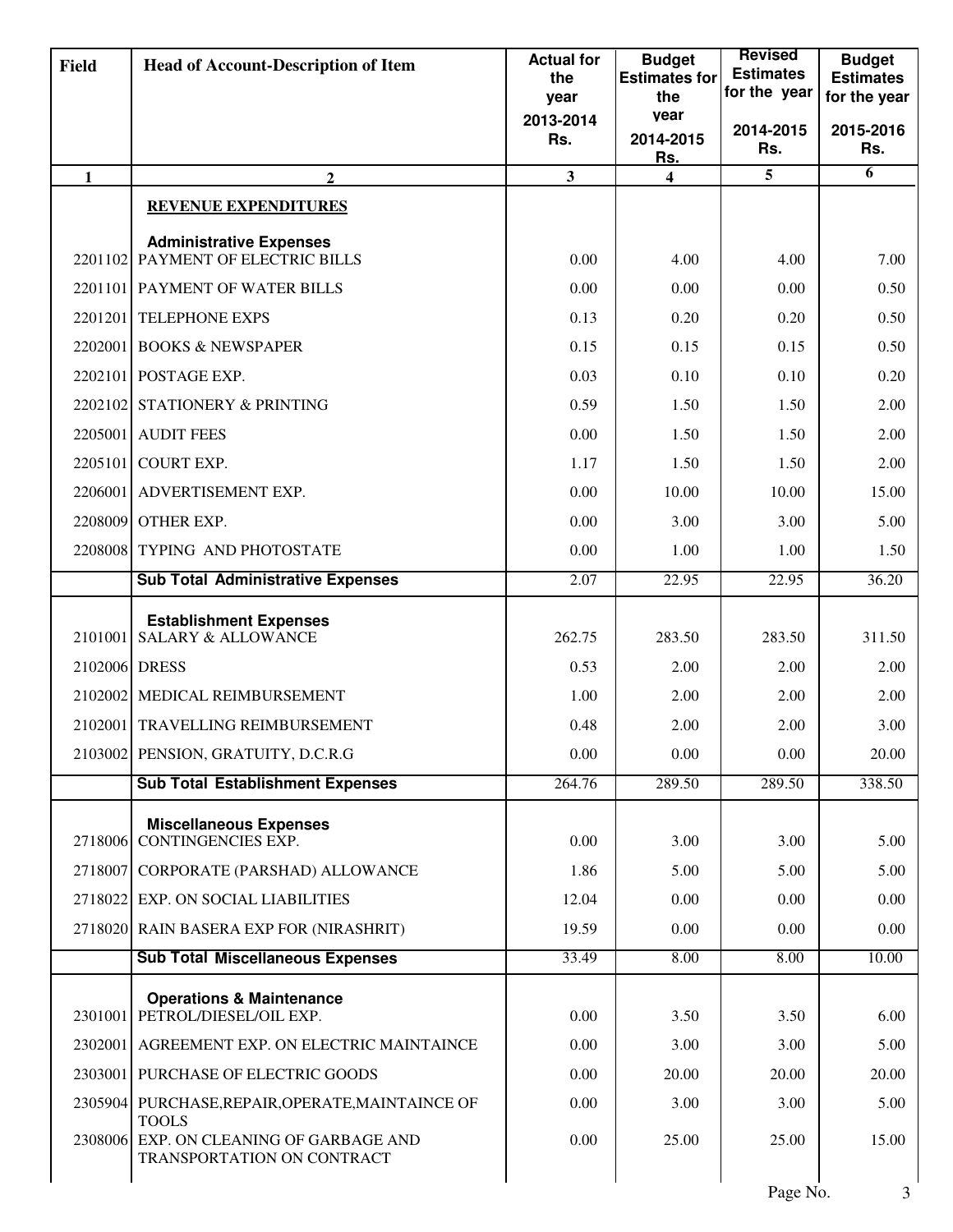| Field | Head of Account-Description of Item | Actual for the year 2013-2014 Rs. | Budget Estimates for the year 2014-2015 Rs. | Revised Estimates for the year 2014-2015 Rs. | Budget Estimates for the year 2015-2016 Rs. |
|---|---|---|---|---|---|
| 1 | 2 | 3 | 4 | 5 | 6 |
| | **REVENUE EXPENDITURES** | | | | |
| | **Administrative Expenses** | | | | |
| 2201102 | PAYMENT OF ELECTRIC BILLS | 0.00 | 4.00 | 4.00 | 7.00 |
| 2201101 | PAYMENT OF WATER BILLS | 0.00 | 0.00 | 0.00 | 0.50 |
| 2201201 | TELEPHONE EXPS | 0.13 | 0.20 | 0.20 | 0.50 |
| 2202001 | BOOKS & NEWSPAPER | 0.15 | 0.15 | 0.15 | 0.50 |
| 2202101 | POSTAGE EXP. | 0.03 | 0.10 | 0.10 | 0.20 |
| 2202102 | STATIONERY & PRINTING | 0.59 | 1.50 | 1.50 | 2.00 |
| 2205001 | AUDIT FEES | 0.00 | 1.50 | 1.50 | 2.00 |
| 2205101 | COURT EXP. | 1.17 | 1.50 | 1.50 | 2.00 |
| 2206001 | ADVERTISEMENT EXP. | 0.00 | 10.00 | 10.00 | 15.00 |
| 2208009 | OTHER EXP. | 0.00 | 3.00 | 3.00 | 5.00 |
| 2208008 | TYPING AND PHOTOSTATE | 0.00 | 1.00 | 1.00 | 1.50 |
| | **Sub Total Administrative Expenses** | 2.07 | 22.95 | 22.95 | 36.20 |
| | **Establishment Expenses** | | | | |
| 2101001 | SALARY & ALLOWANCE | 262.75 | 283.50 | 283.50 | 311.50 |
| 2102006 | DRESS | 0.53 | 2.00 | 2.00 | 2.00 |
| 2102002 | MEDICAL REIMBURSEMENT | 1.00 | 2.00 | 2.00 | 2.00 |
| 2102001 | TRAVELLING REIMBURSEMENT | 0.48 | 2.00 | 2.00 | 3.00 |
| 2103002 | PENSION, GRATUITY, D.C.R.G | 0.00 | 0.00 | 0.00 | 20.00 |
| | **Sub Total Establishment Expenses** | 264.76 | 289.50 | 289.50 | 338.50 |
| | **Miscellaneous Expenses** | | | | |
| 2718006 | CONTINGENCIES EXP. | 0.00 | 3.00 | 3.00 | 5.00 |
| 2718007 | CORPORATE (PARSHAD) ALLOWANCE | 1.86 | 5.00 | 5.00 | 5.00 |
| 2718022 | EXP. ON SOCIAL LIABILITIES | 12.04 | 0.00 | 0.00 | 0.00 |
| 2718020 | RAIN BASERA EXP FOR (NIRASHRIT) | 19.59 | 0.00 | 0.00 | 0.00 |
| | **Sub Total Miscellaneous Expenses** | 33.49 | 8.00 | 8.00 | 10.00 |
| | **Operations & Maintenance** | | | | |
| 2301001 | PETROL/DIESEL/OIL EXP. | 0.00 | 3.50 | 3.50 | 6.00 |
| 2302001 | AGREEMENT EXP. ON ELECTRIC MAINTAINCE | 0.00 | 3.00 | 3.00 | 5.00 |
| 2303001 | PURCHASE OF ELECTRIC GOODS | 0.00 | 20.00 | 20.00 | 20.00 |
| 2305904 | PURCHASE,REPAIR,OPERATE,MAINTAINCE OF TOOLS | 0.00 | 3.00 | 3.00 | 5.00 |
| 2308006 | EXP. ON CLEANING OF GARBAGE AND TRANSPORTATION ON CONTRACT | 0.00 | 25.00 | 25.00 | 15.00 |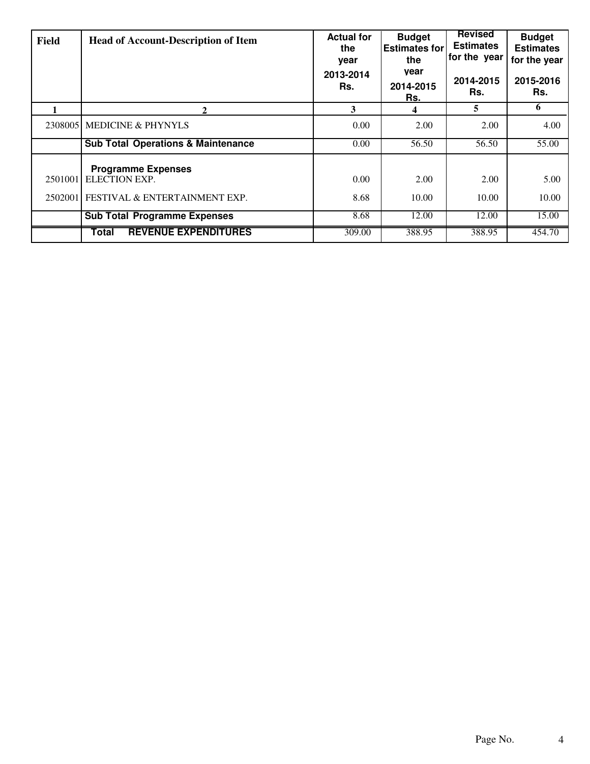| Field | Head of Account-Description of Item | Actual for the year 2013-2014 Rs. | Budget Estimates for the year 2014-2015 Rs. | Revised Estimates for the year 2014-2015 Rs. | Budget Estimates for the year 2015-2016 Rs. |
|---|---|---|---|---|---|
| 1 | 2 | 3 | 4 | 5 | 6 |
| 2308005 | MEDICINE & PHYNYLS | 0.00 | 2.00 | 2.00 | 4.00 |
| | **Sub Total Operations & Maintenance** | 0.00 | 56.50 | 56.50 | 55.00 |
| | **Programme Expenses** | | | | |
| 2501001 | ELECTION EXP. | 0.00 | 2.00 | 2.00 | 5.00 |
| 2502001 | FESTIVAL & ENTERTAINMENT EXP. | 8.68 | 10.00 | 10.00 | 10.00 |
| | **Sub Total Programme Expenses** | 8.68 | 12.00 | 12.00 | 15.00 |
| | **Total REVENUE EXPENDITURES** | 309.00 | 388.95 | 388.95 | 454.70 |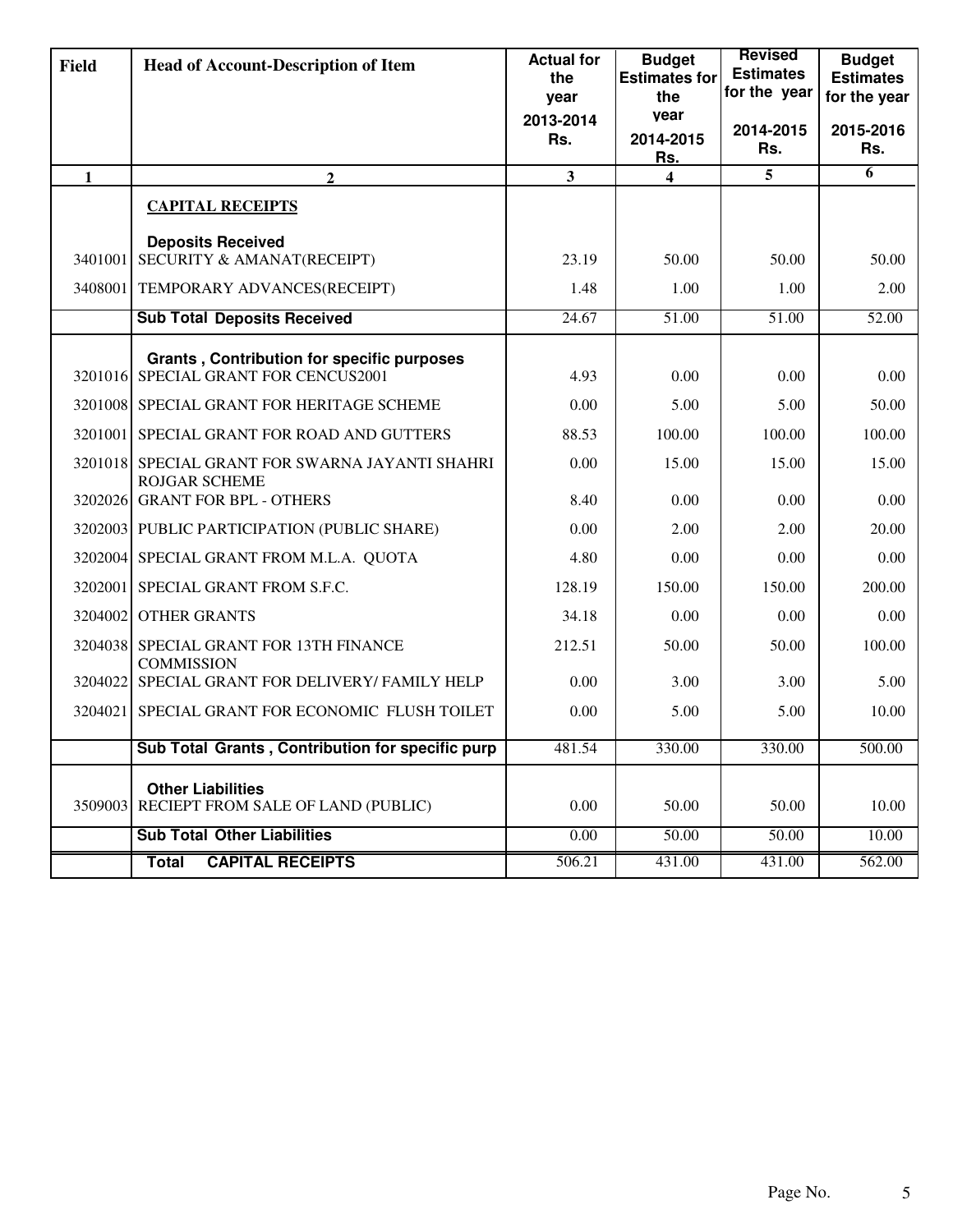| Field | Head of Account-Description of Item | Actual for the year 2013-2014 Rs. | Budget Estimates for the year 2014-2015 Rs. | Revised Estimates for the year 2014-2015 Rs. | Budget Estimates for the year 2015-2016 Rs. |
|---|---|---|---|---|---|
| 1 | 2 | 3 | 4 | 5 | 6 |
| | **CAPITAL RECEIPTS** | | | | |
| | **Deposits Received** | | | | |
| 3401001 | SECURITY & AMANAT(RECEIPT) | 23.19 | 50.00 | 50.00 | 50.00 |
| 3408001 | TEMPORARY ADVANCES(RECEIPT) | 1.48 | 1.00 | 1.00 | 2.00 |
| | **Sub Total Deposits Received** | 24.67 | 51.00 | 51.00 | 52.00 |
| | **Grants , Contribution for specific purposes** | | | | |
| 3201016 | SPECIAL GRANT FOR CENCUS2001 | 4.93 | 0.00 | 0.00 | 0.00 |
| 3201008 | SPECIAL GRANT FOR HERITAGE SCHEME | 0.00 | 5.00 | 5.00 | 50.00 |
| 3201001 | SPECIAL GRANT FOR ROAD AND GUTTERS | 88.53 | 100.00 | 100.00 | 100.00 |
| 3201018 | SPECIAL GRANT FOR SWARNA JAYANTI SHAHRI ROJGAR SCHEME | 0.00 | 15.00 | 15.00 | 15.00 |
| 3202026 | GRANT FOR BPL - OTHERS | 8.40 | 0.00 | 0.00 | 0.00 |
| 3202003 | PUBLIC PARTICIPATION (PUBLIC SHARE) | 0.00 | 2.00 | 2.00 | 20.00 |
| 3202004 | SPECIAL GRANT FROM M.L.A. QUOTA | 4.80 | 0.00 | 0.00 | 0.00 |
| 3202001 | SPECIAL GRANT FROM S.F.C. | 128.19 | 150.00 | 150.00 | 200.00 |
| 3204002 | OTHER GRANTS | 34.18 | 0.00 | 0.00 | 0.00 |
| 3204038 | SPECIAL GRANT FOR 13TH FINANCE COMMISSION | 212.51 | 50.00 | 50.00 | 100.00 |
| 3204022 | SPECIAL GRANT FOR DELIVERY/ FAMILY HELP | 0.00 | 3.00 | 3.00 | 5.00 |
| 3204021 | SPECIAL GRANT FOR ECONOMIC FLUSH TOILET | 0.00 | 5.00 | 5.00 | 10.00 |
| | **Sub Total Grants , Contribution for specific purp** | 481.54 | 330.00 | 330.00 | 500.00 |
| | **Other Liabilities** | | | | |
| 3509003 | RECIEPT FROM SALE OF LAND (PUBLIC) | 0.00 | 50.00 | 50.00 | 10.00 |
| | **Sub Total Other Liabilities** | 0.00 | 50.00 | 50.00 | 10.00 |
| | **Total CAPITAL RECEIPTS** | 506.21 | 431.00 | 431.00 | 562.00 |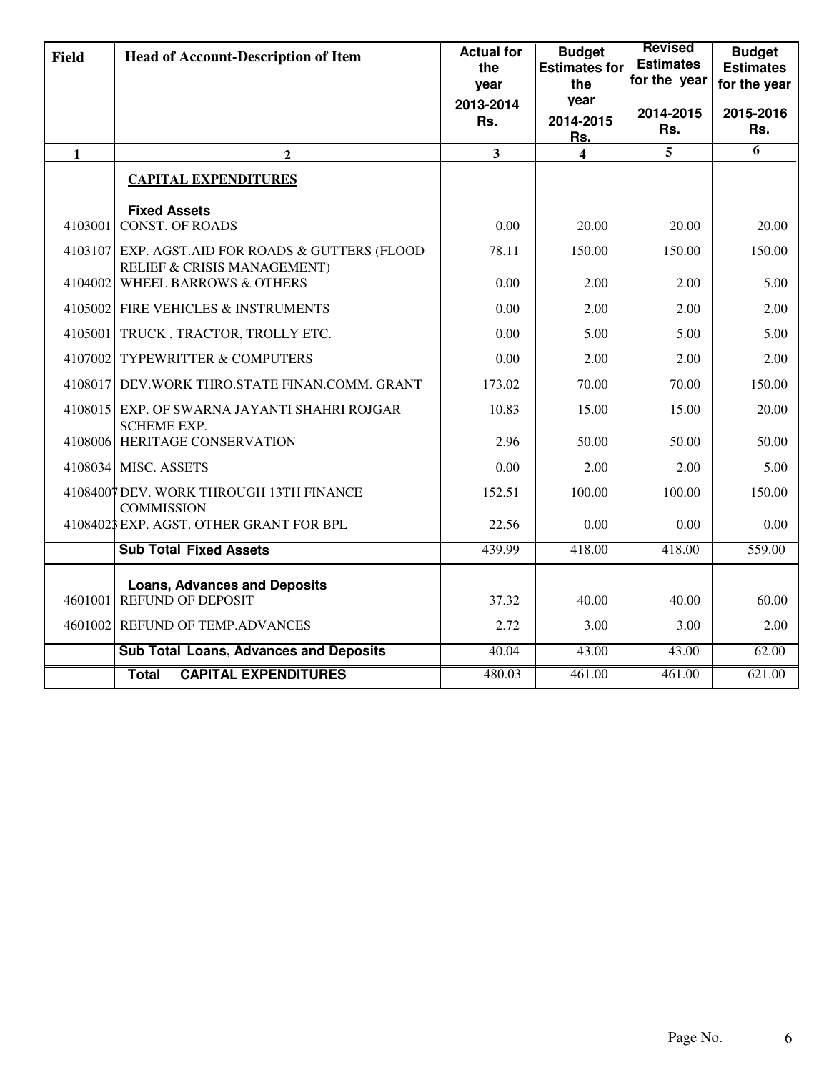| Field | Head of Account-Description of Item | Actual for the year 2013-2014 Rs. | Budget Estimates for the year 2014-2015 Rs. | Revised Estimates for the year 2014-2015 Rs. | Budget Estimates for the year 2015-2016 Rs. |
|---|---|---|---|---|---|
| 1 | 2 | 3 | 4 | 5 | 6 |
| | **CAPITAL EXPENDITURES** | | | | |
| | **Fixed Assets** | | | | |
| 4103001 | CONST. OF ROADS | 0.00 | 20.00 | 20.00 | 20.00 |
| 4103107 | EXP. AGST.AID FOR ROADS & GUTTERS (FLOOD RELIEF & CRISIS MANAGEMENT) | 78.11 | 150.00 | 150.00 | 150.00 |
| 4104002 | WHEEL BARROWS & OTHERS | 0.00 | 2.00 | 2.00 | 5.00 |
| 4105002 | FIRE VEHICLES & INSTRUMENTS | 0.00 | 2.00 | 2.00 | 2.00 |
| 4105001 | TRUCK , TRACTOR, TROLLY ETC. | 0.00 | 5.00 | 5.00 | 5.00 |
| 4107002 | TYPEWRITTER & COMPUTERS | 0.00 | 2.00 | 2.00 | 2.00 |
| 4108017 | DEV.WORK THRO.STATE FINAN.COMM. GRANT | 173.02 | 70.00 | 70.00 | 150.00 |
| 4108015 | EXP. OF SWARNA JAYANTI SHAHRI ROJGAR SCHEME EXP. | 10.83 | 15.00 | 15.00 | 20.00 |
| 4108006 | HERITAGE CONSERVATION | 2.96 | 50.00 | 50.00 | 50.00 |
| 4108034 | MISC. ASSETS | 0.00 | 2.00 | 2.00 | 5.00 |
| 41084007 | DEV. WORK THROUGH 13TH FINANCE COMMISSION | 152.51 | 100.00 | 100.00 | 150.00 |
| 41084023 | EXP. AGST. OTHER GRANT FOR BPL | 22.56 | 0.00 | 0.00 | 0.00 |
| | **Sub Total Fixed Assets** | 439.99 | 418.00 | 418.00 | 559.00 |
| | **Loans, Advances and Deposits** | | | | |
| 4601001 | REFUND OF DEPOSIT | 37.32 | 40.00 | 40.00 | 60.00 |
| 4601002 | REFUND OF TEMP.ADVANCES | 2.72 | 3.00 | 3.00 | 2.00 |
| | **Sub Total Loans, Advances and Deposits** | 40.04 | 43.00 | 43.00 | 62.00 |
| | **Total CAPITAL EXPENDITURES** | 480.03 | 461.00 | 461.00 | 621.00 |